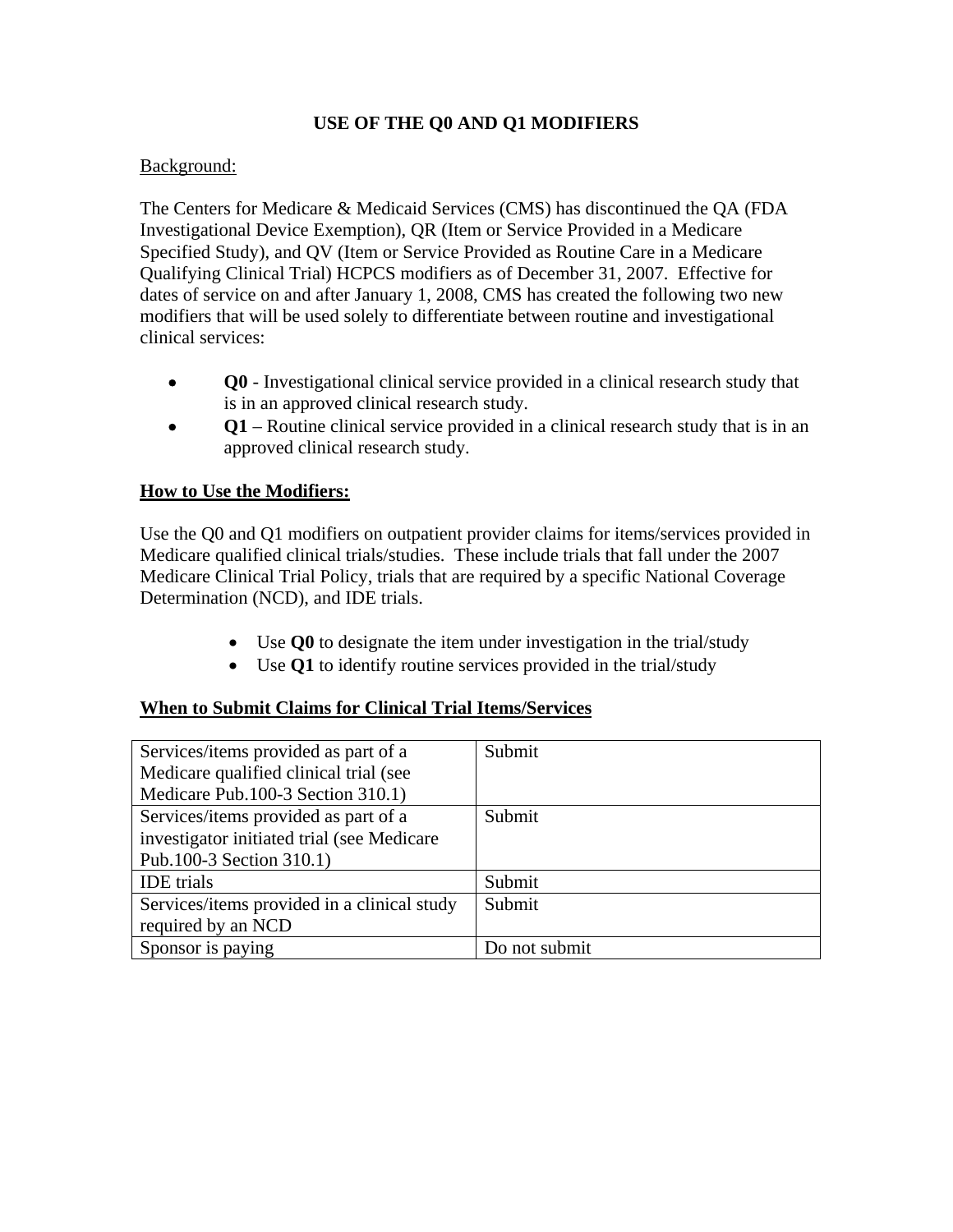# USE OF THE Q0 AND Q1 MODIFIERS

Background:

The Centers for Medicare & Medicaid Services (CMS) has discontinued the QA (FDA Investigational Device Exemption), QR (Item or Service Provided in a Medicare Specified Study), and QV (Item or Service Provided as Routine Care in a Medicare Qualifying Clinical Trial) HCPCS modifiers as of December 31, 2007. Effective for dates of service on and after January 1, 2008, CMS has created the following two new modifiers that will be used solely to differentiate between routine and investigational clinical services:

- **Q0** - Investigational clinical service provided in a clinical research study that is in an approved clinical research study.
- **Q1** – Routine clinical service provided in a clinical research study that is in an approved clinical research study.

## How to Use the Modifiers:

Use the Q0 and Q1 modifiers on outpatient provider claims for items/services provided in Medicare qualified clinical trials/studies. These include trials that fall under the 2007 Medicare Clinical Trial Policy, trials that are required by a specific National Coverage Determination (NCD), and IDE trials.

- Use **Q0** to designate the item under investigation in the trial/study
- Use **Q1** to identify routine services provided in the trial/study

## When to Submit Claims for Clinical Trial Items/Services

| | |
|---|---|
| Services/items provided as part of a Medicare qualified clinical trial (see Medicare Pub.100-3 Section 310.1) | Submit |
| Services/items provided as part of a investigator initiated trial (see Medicare Pub.100-3 Section 310.1) | Submit |
| IDE trials | Submit |
| Services/items provided in a clinical study required by an NCD | Submit |
| Sponsor is paying | Do not submit |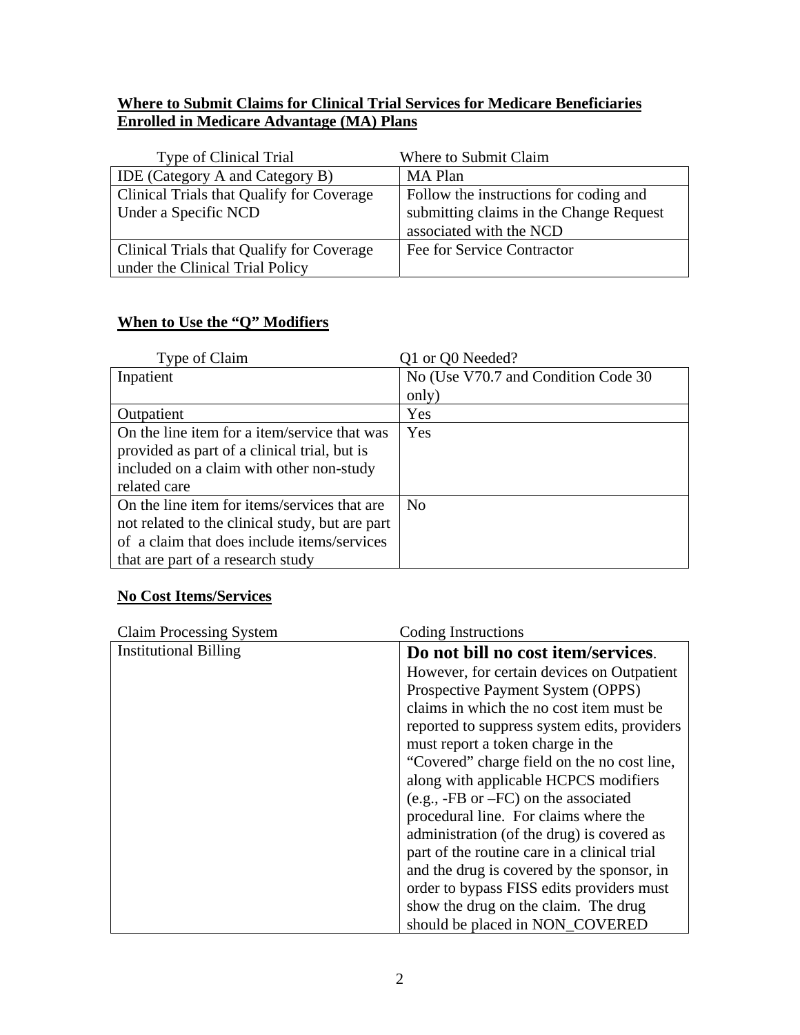**Where to Submit Claims for Clinical Trial Services for Medicare Beneficiaries Enrolled in Medicare Advantage (MA) Plans**

| Type of Clinical Trial | Where to Submit Claim |
|---|---|
| IDE (Category A and Category B) | MA Plan |
| Clinical Trials that Qualify for Coverage Under a Specific NCD | Follow the instructions for coding and submitting claims in the Change Request associated with the NCD |
| Clinical Trials that Qualify for Coverage under the Clinical Trial Policy | Fee for Service Contractor |

**When to Use the "Q" Modifiers**

| Type of Claim | Q1 or Q0 Needed? |
|---|---|
| Inpatient | No (Use V70.7 and Condition Code 30 only) |
| Outpatient | Yes |
| On the line item for a item/service that was provided as part of a clinical trial, but is included on a claim with other non-study related care | Yes |
| On the line item for items/services that are not related to the clinical study, but are part of a claim that does include items/services that are part of a research study | No |

**No Cost Items/Services**

| Claim Processing System | Coding Instructions |
|---|---|
| Institutional Billing | **Do not bill no cost item/services**. However, for certain devices on Outpatient Prospective Payment System (OPPS) claims in which the no cost item must be reported to suppress system edits, providers must report a token charge in the "Covered" charge field on the no cost line, along with applicable HCPCS modifiers (e.g., -FB or –FC) on the associated procedural line. For claims where the administration (of the drug) is covered as part of the routine care in a clinical trial and the drug is covered by the sponsor, in order to bypass FISS edits providers must show the drug on the claim. The drug should be placed in NON_COVERED |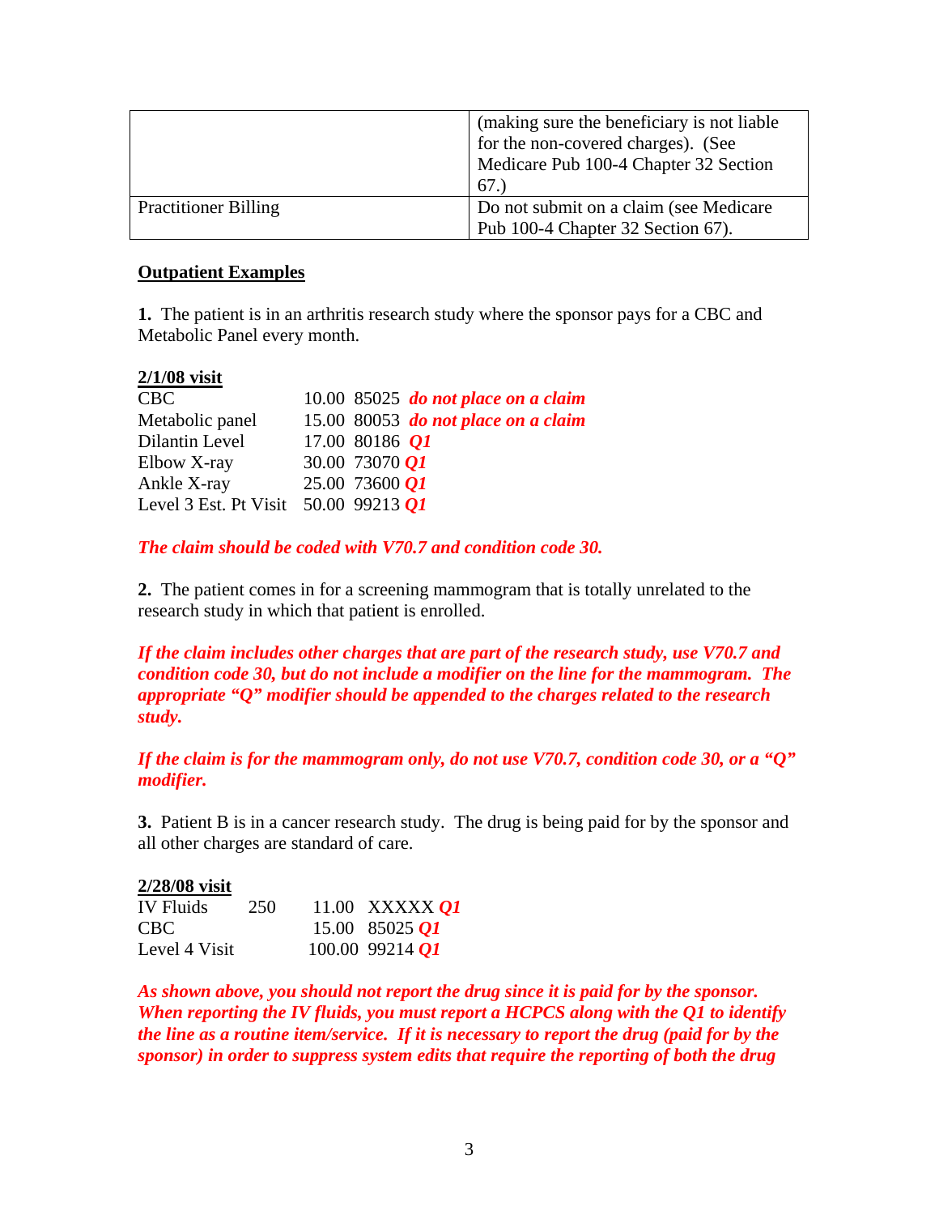| | |
|---|---|
| | (making sure the beneficiary is not liable for the non-covered charges). (See Medicare Pub 100-4 Chapter 32 Section 67.) |
| Practitioner Billing | Do not submit on a claim (see Medicare Pub 100-4 Chapter 32 Section 67). |

**Outpatient Examples**

**1.** The patient is in an arthritis research study where the sponsor pays for a CBC and Metabolic Panel every month.

**2/1/08 visit**

| | | | |
|---|---|---|---|
| CBC | 10.00 | 85025 | ***do not place on a claim*** |
| Metabolic panel | 15.00 | 80053 | ***do not place on a claim*** |
| Dilantin Level | 17.00 | 80186 | ***Q1*** |
| Elbow X-ray | 30.00 | 73070 | ***Q1*** |
| Ankle X-ray | 25.00 | 73600 | ***Q1*** |
| Level 3 Est. Pt Visit | 50.00 | 99213 | ***Q1*** |

***The claim should be coded with V70.7 and condition code 30.***

**2.** The patient comes in for a screening mammogram that is totally unrelated to the research study in which that patient is enrolled.

***If the claim includes other charges that are part of the research study, use V70.7 and condition code 30, but do not include a modifier on the line for the mammogram. The appropriate "Q" modifier should be appended to the charges related to the research study.***

***If the claim is for the mammogram only, do not use V70.7, condition code 30, or a "Q" modifier.***

**3.** Patient B is in a cancer research study. The drug is being paid for by the sponsor and all other charges are standard of care.

**2/28/08 visit**

| | | | | |
|---|---|---|---|---|
| IV Fluids | 250 | 11.00 | XXXXX | ***Q1*** |
| CBC | | 15.00 | 85025 | ***Q1*** |
| Level 4 Visit | | 100.00 | 99214 | ***Q1*** |

***As shown above, you should not report the drug since it is paid for by the sponsor. When reporting the IV fluids, you must report a HCPCS along with the Q1 to identify the line as a routine item/service. If it is necessary to report the drug (paid for by the sponsor) in order to suppress system edits that require the reporting of both the drug***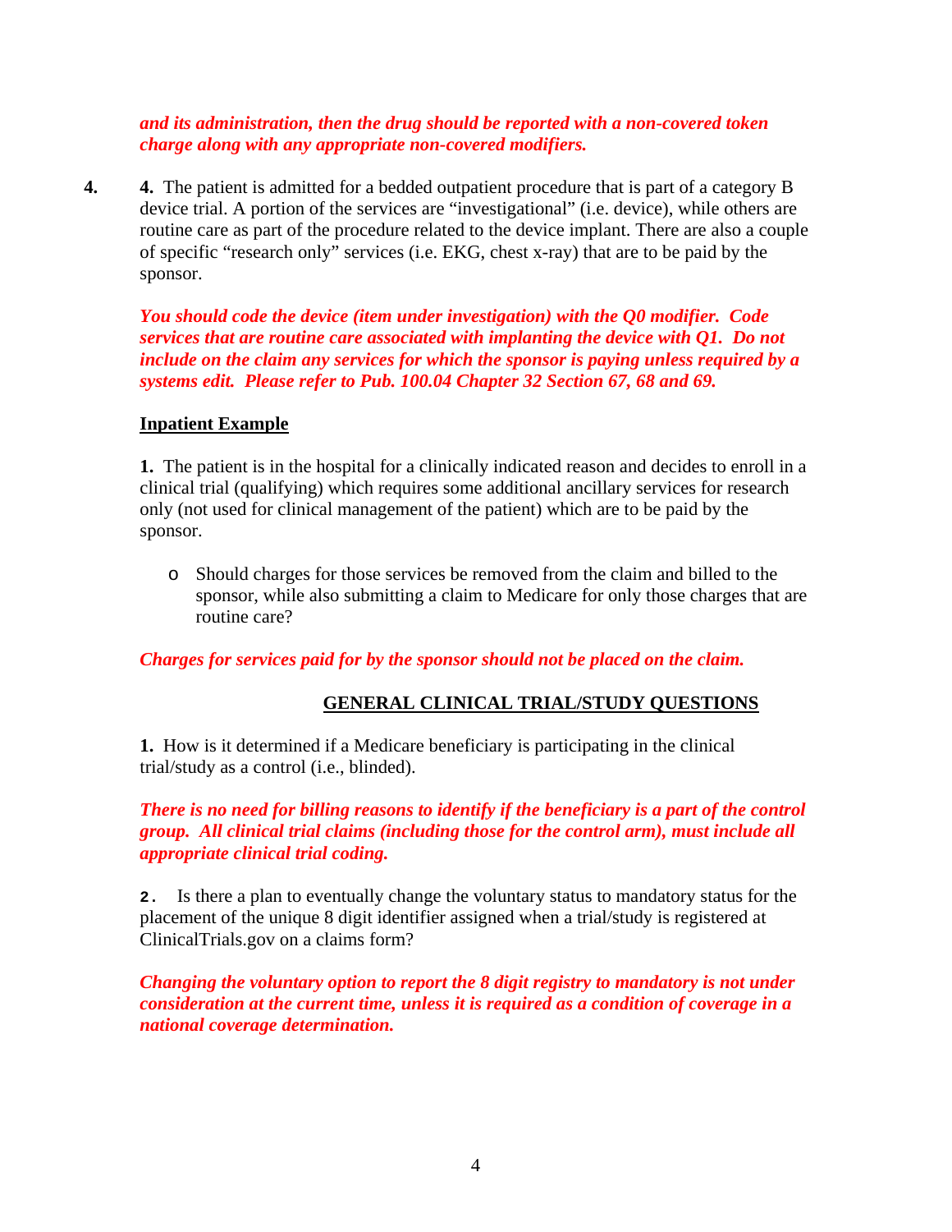***and its administration, then the drug should be reported with a non-covered token charge along with any appropriate non-covered modifiers.***

**4.** **4.** The patient is admitted for a bedded outpatient procedure that is part of a category B device trial. A portion of the services are "investigational" (i.e. device), while others are routine care as part of the procedure related to the device implant. There are also a couple of specific "research only" services (i.e. EKG, chest x-ray) that are to be paid by the sponsor.

***You should code the device (item under investigation) with the Q0 modifier. Code services that are routine care associated with implanting the device with Q1. Do not include on the claim any services for which the sponsor is paying unless required by a systems edit. Please refer to Pub. 100.04 Chapter 32 Section 67, 68 and 69.***

**Inpatient Example**

**1.** The patient is in the hospital for a clinically indicated reason and decides to enroll in a clinical trial (qualifying) which requires some additional ancillary services for research only (not used for clinical management of the patient) which are to be paid by the sponsor.

- Should charges for those services be removed from the claim and billed to the sponsor, while also submitting a claim to Medicare for only those charges that are routine care?

***Charges for services paid for by the sponsor should not be placed on the claim.***

## GENERAL CLINICAL TRIAL/STUDY QUESTIONS

**1.** How is it determined if a Medicare beneficiary is participating in the clinical trial/study as a control (i.e., blinded).

***There is no need for billing reasons to identify if the beneficiary is a part of the control group. All clinical trial claims (including those for the control arm), must include all appropriate clinical trial coding.***

**2.** Is there a plan to eventually change the voluntary status to mandatory status for the placement of the unique 8 digit identifier assigned when a trial/study is registered at ClinicalTrials.gov on a claims form?

***Changing the voluntary option to report the 8 digit registry to mandatory is not under consideration at the current time, unless it is required as a condition of coverage in a national coverage determination.***